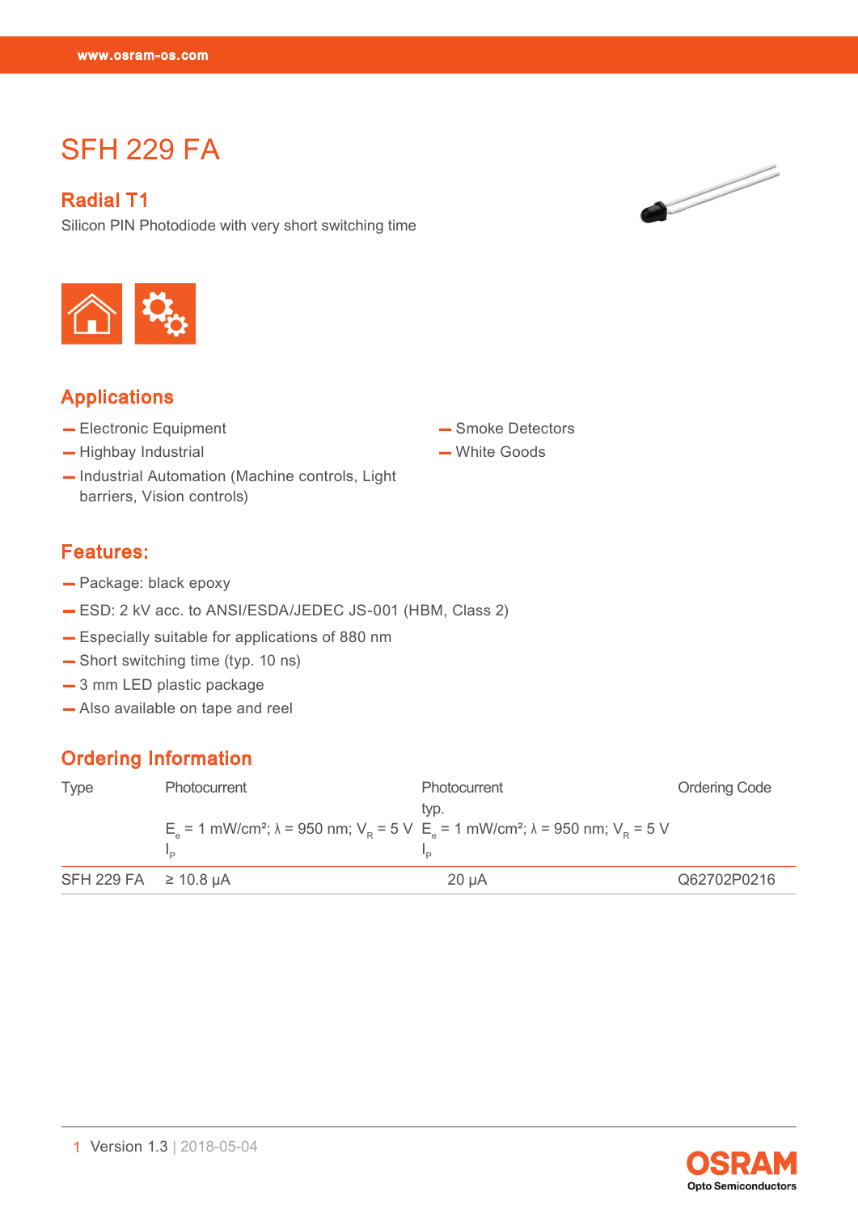# SFH 229 FA

## Radial T1

Silicon PIN Photodiode with very short switching time

## Applications

- Electronic Equipment
- Highbay Industrial
- Industrial Automation (Machine controls, Light barriers, Vision controls)
- Smoke Detectors
- White Goods

## Features:

- Package: black epoxy
- ESD: 2 kV acc. to ANSI/ESDA/JEDEC JS-001 (HBM, Class 2)
- Especially suitable for applications of 880 nm
- Short switching time (typ. 10 ns)
- 3 mm LED plastic package
- Also available on tape and reel

## Ordering Information

| Type | Photocurrent $E_e$ = 1 mW/cm²; λ = 950 nm; $V_R$ = 5 V $I_P$ | Photocurrent typ. $E_e$ = 1 mW/cm²; λ = 950 nm; $V_R$ = 5 V $I_P$ | Ordering Code |
|---|---|---|---|
| SFH 229 FA | ≥ 10.8 µA | 20 µA | Q62702P0216 |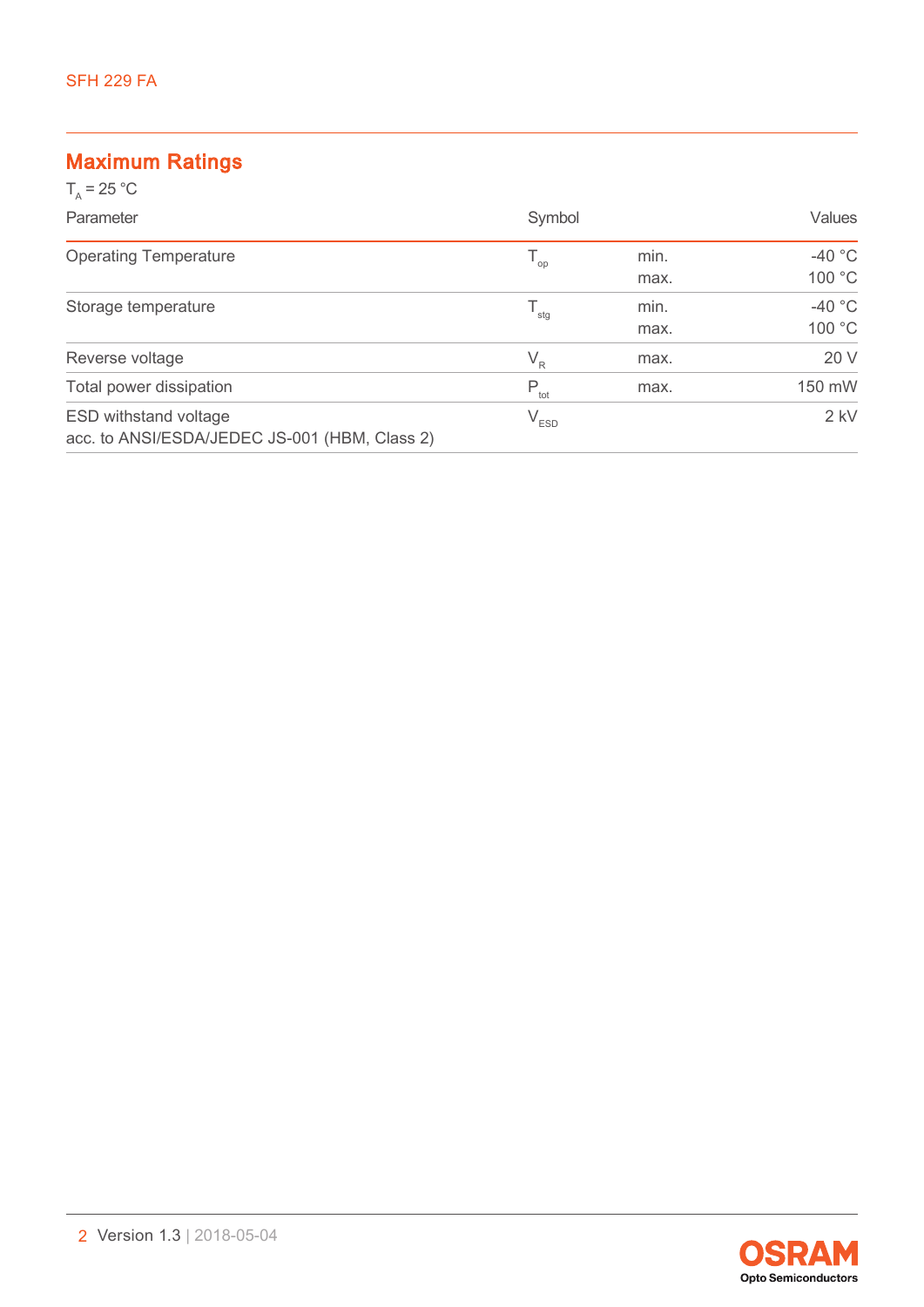## Maximum Ratings

$T_A = 25\ °C$

| Parameter | Symbol | | Values |
|---|---|---|---|
| Operating Temperature | $T_{op}$ | min.<br>max. | -40 °C<br>100 °C |
| Storage temperature | $T_{stg}$ | min.<br>max. | -40 °C<br>100 °C |
| Reverse voltage | $V_R$ | max. | 20 V |
| Total power dissipation | $P_{tot}$ | max. | 150 mW |
| ESD withstand voltage<br>acc. to ANSI/ESDA/JEDEC JS-001 (HBM, Class 2) | $V_{ESD}$ | | 2 kV |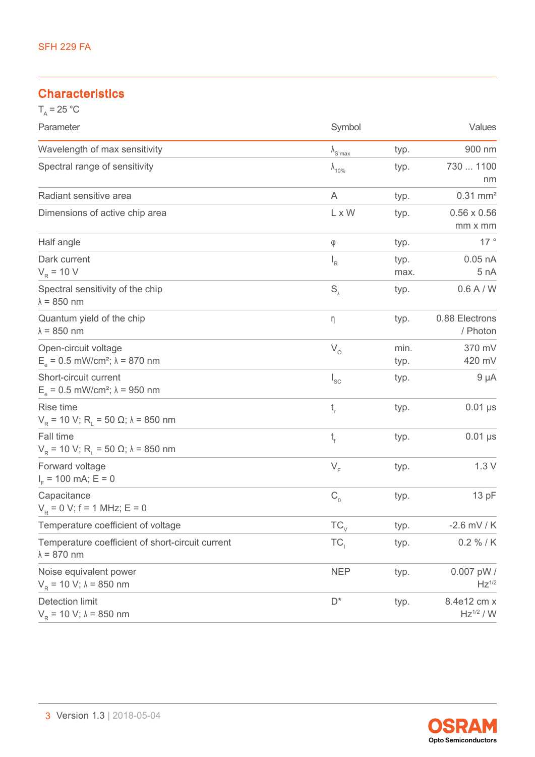## Characteristics

$T_A$ = 25 °C

| Parameter | Symbol | | Values |
|---|---|---|---|
| Wavelength of max sensitivity | $\lambda_{S\ max}$ | typ. | 900 nm |
| Spectral range of sensitivity | $\lambda_{10\%}$ | typ. | 730 ... 1100 nm |
| Radiant sensitive area | A | typ. | 0.31 mm² |
| Dimensions of active chip area | L x W | typ. | 0.56 x 0.56 mm x mm |
| Half angle | φ | typ. | 17 ° |
| Dark current<br>$V_R$ = 10 V | $I_R$ | typ.<br>max. | 0.05 nA<br>5 nA |
| Spectral sensitivity of the chip<br>λ = 850 nm | $S_\lambda$ | typ. | 0.6 A / W |
| Quantum yield of the chip<br>λ = 850 nm | η | typ. | 0.88 Electrons / Photon |
| Open-circuit voltage<br>$E_e$ = 0.5 mW/cm²; λ = 870 nm | $V_O$ | min.<br>typ. | 370 mV<br>420 mV |
| Short-circuit current<br>$E_e$ = 0.5 mW/cm²; λ = 950 nm | $I_{SC}$ | typ. | 9 µA |
| Rise time<br>$V_R$ = 10 V; $R_L$ = 50 Ω; λ = 850 nm | $t_r$ | typ. | 0.01 µs |
| Fall time<br>$V_R$ = 10 V; $R_L$ = 50 Ω; λ = 850 nm | $t_f$ | typ. | 0.01 µs |
| Forward voltage<br>$I_F$ = 100 mA; E = 0 | $V_F$ | typ. | 1.3 V |
| Capacitance<br>$V_R$ = 0 V; f = 1 MHz; E = 0 | $C_0$ | typ. | 13 pF |
| Temperature coefficient of voltage | $TC_V$ | typ. | -2.6 mV / K |
| Temperature coefficient of short-circuit current<br>λ = 870 nm | $TC_I$ | typ. | 0.2 % / K |
| Noise equivalent power<br>$V_R$ = 10 V; λ = 850 nm | NEP | typ. | 0.007 pW / $Hz^{1/2}$ |
| Detection limit<br>$V_R$ = 10 V; λ = 850 nm | D* | typ. | 8.4e12 cm x $Hz^{1/2}$ / W |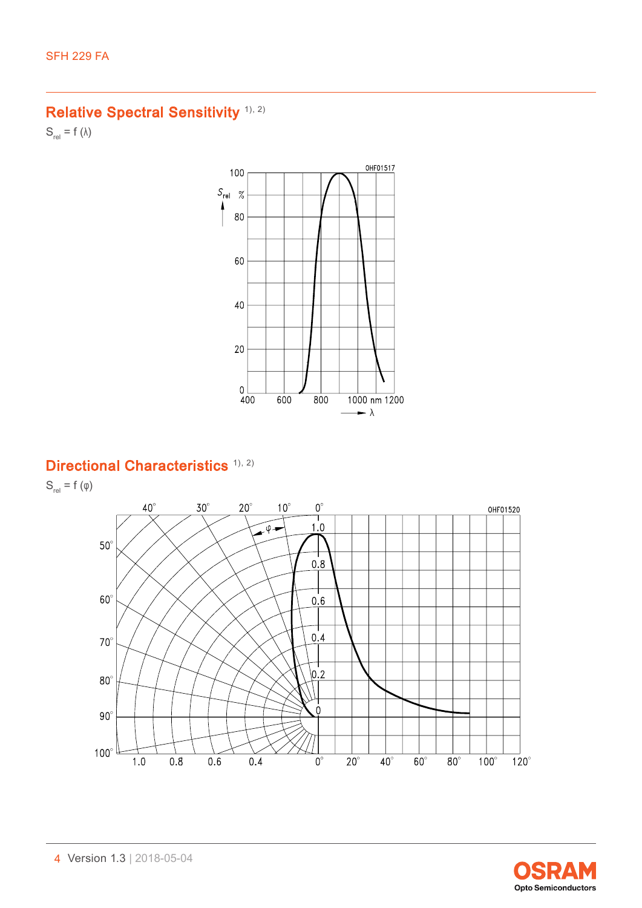## Relative Spectral Sensitivity [1), 2)]

$S_{rel} = f(\lambda)$

## Directional Characteristics [1), 2)]

$S_{rel} = f(\varphi)$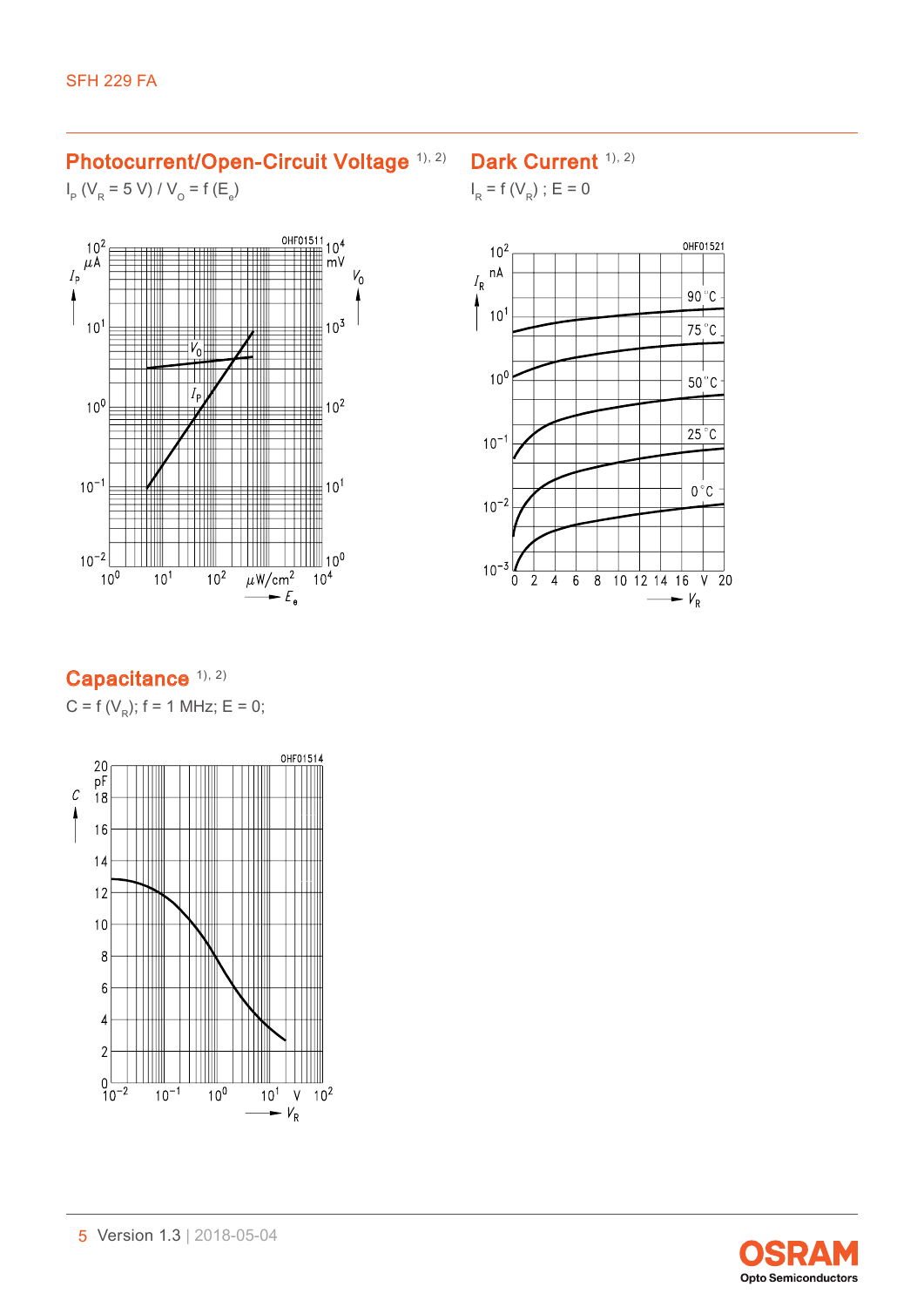## Photocurrent/Open-Circuit Voltage [1), 2)]

$I_P$ ($V_R$ = 5 V) / $V_O$ = f ($E_e$)

## Dark Current [1), 2)]

$I_R$ = f ($V_R$) ; E = 0

## Capacitance [1), 2)]

C = f ($V_R$); f = 1 MHz; E = 0;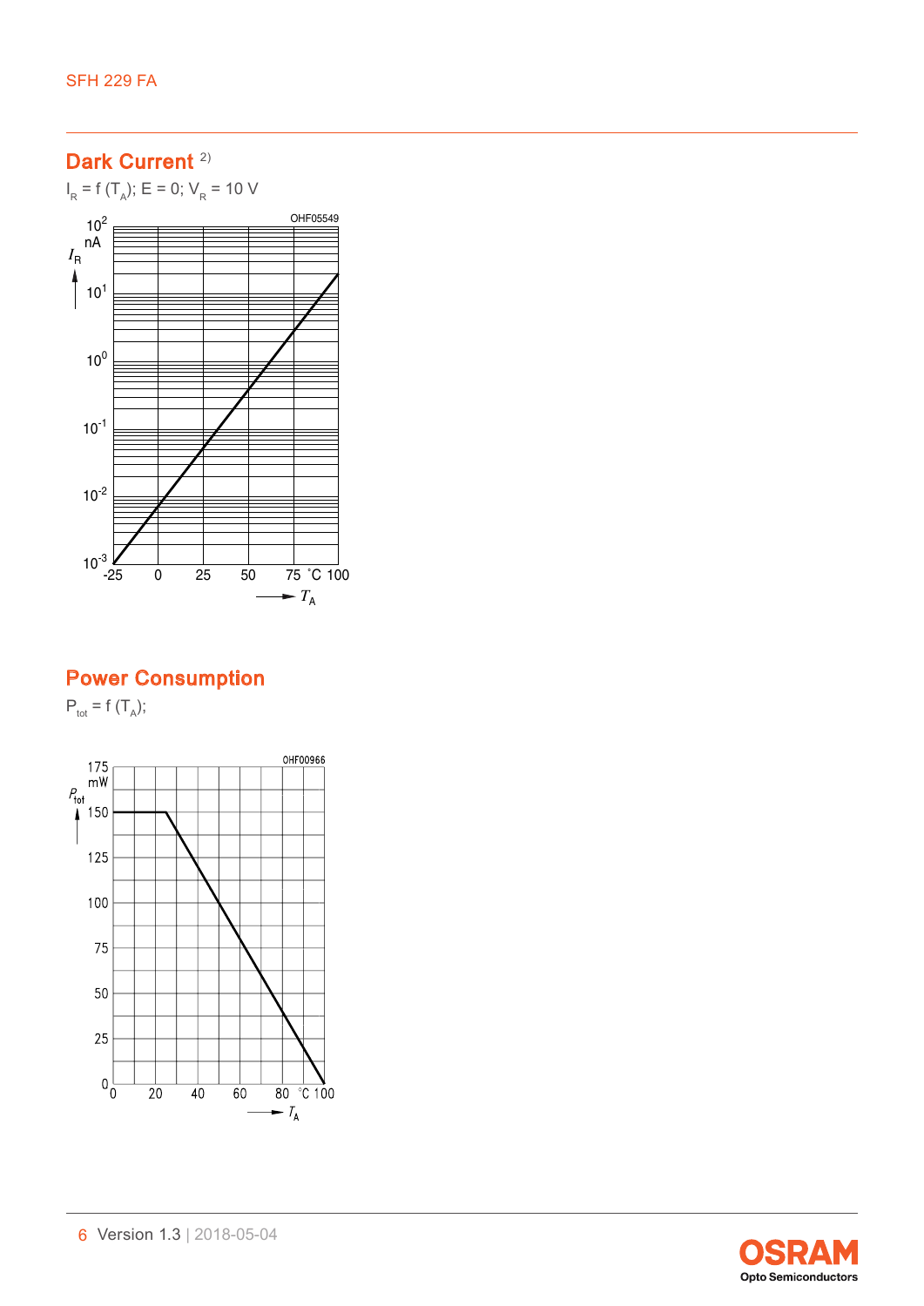## Dark Current [2)]

$I_R = f(T_A)$; $E = 0$; $V_R = 10$ V

OHF05549

## Power Consumption

$P_{tot} = f(T_A)$;

OHF00966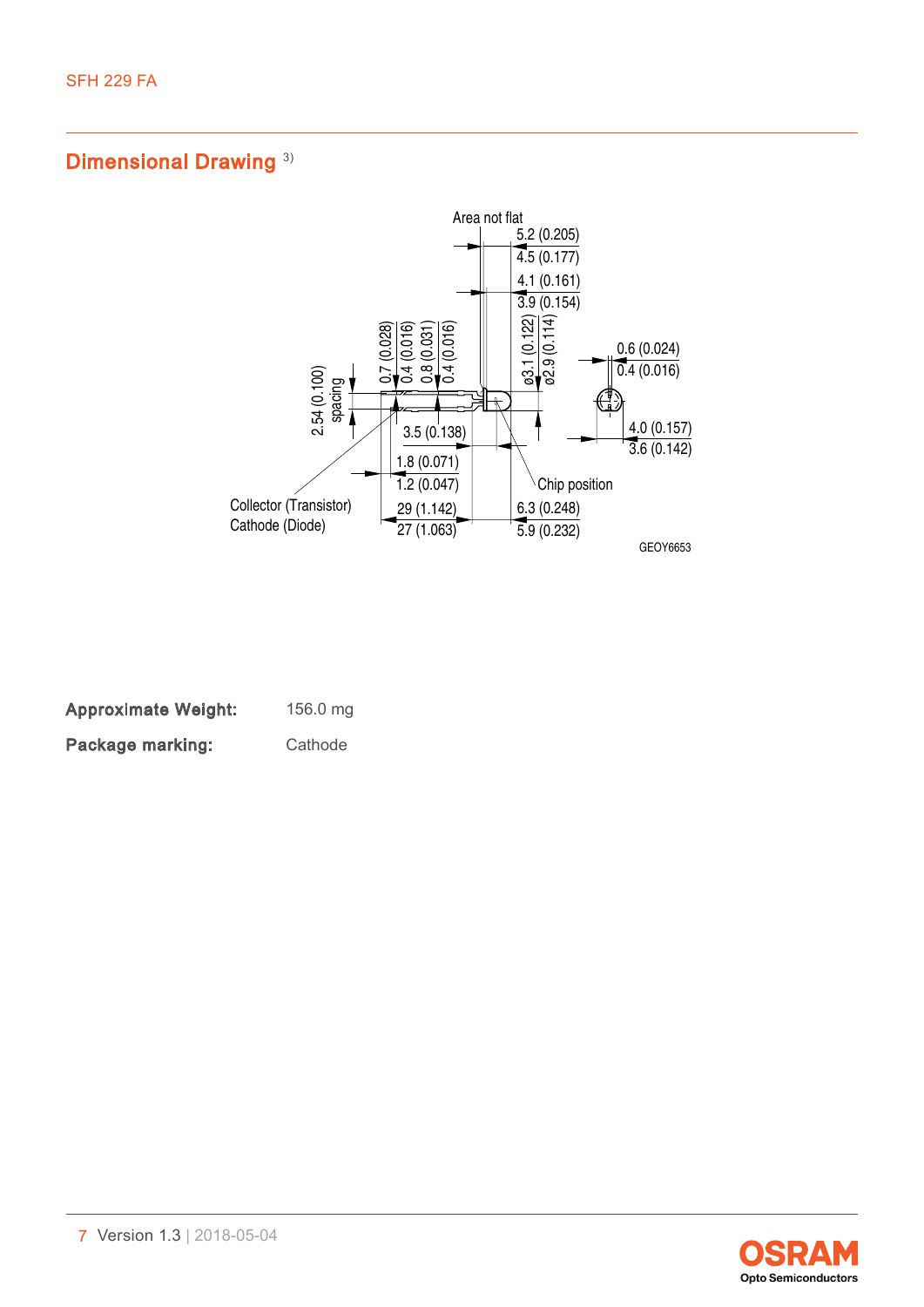## Dimensional Drawing [3)]

Area not flat

5.2 (0.205)
4.5 (0.177)
4.1 (0.161)
3.9 (0.154)

2.54 (0.100) spacing

0.7 (0.028)
0.4 (0.016)
0.8 (0.031)
0.4 (0.016)

ø3.1 (0.122)
ø2.9 (0.114)

0.6 (0.024)
0.4 (0.016)

4.0 (0.157)
3.6 (0.142)

3.5 (0.138)

1.8 (0.071)
1.2 (0.047)

Chip position

Collector (Transistor)
Cathode (Diode)

29 (1.142)
27 (1.063)

6.3 (0.248)
5.9 (0.232)

GEOY6653

| | |
|---|---|
| **Approximate Weight:** | 156.0 mg |
| **Package marking:** | Cathode |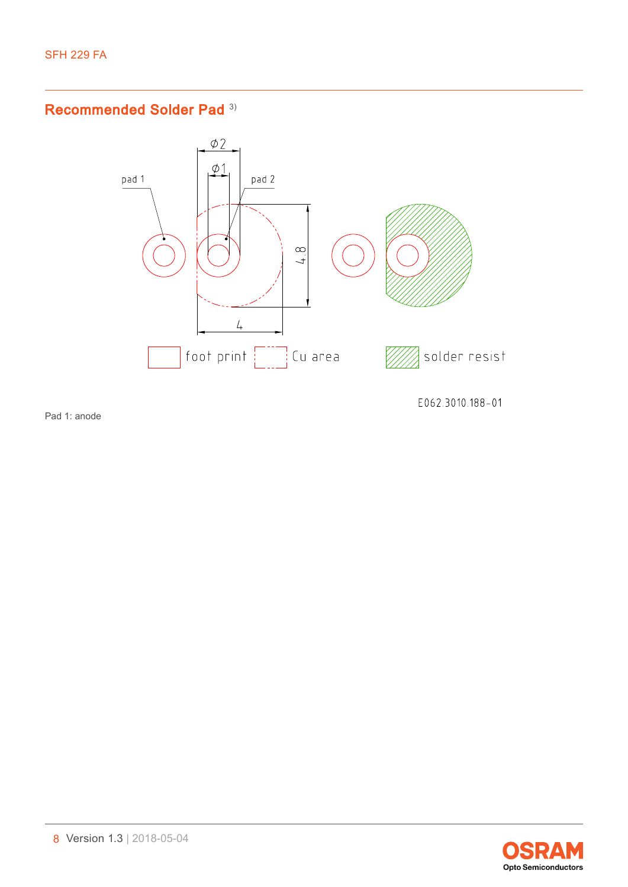## Recommended Solder Pad [3)]

pad 1 pad 2

⌀2 ⌀1 4.8 4

foot print Cu area solder resist

E062.3010.188-01

Pad 1: anode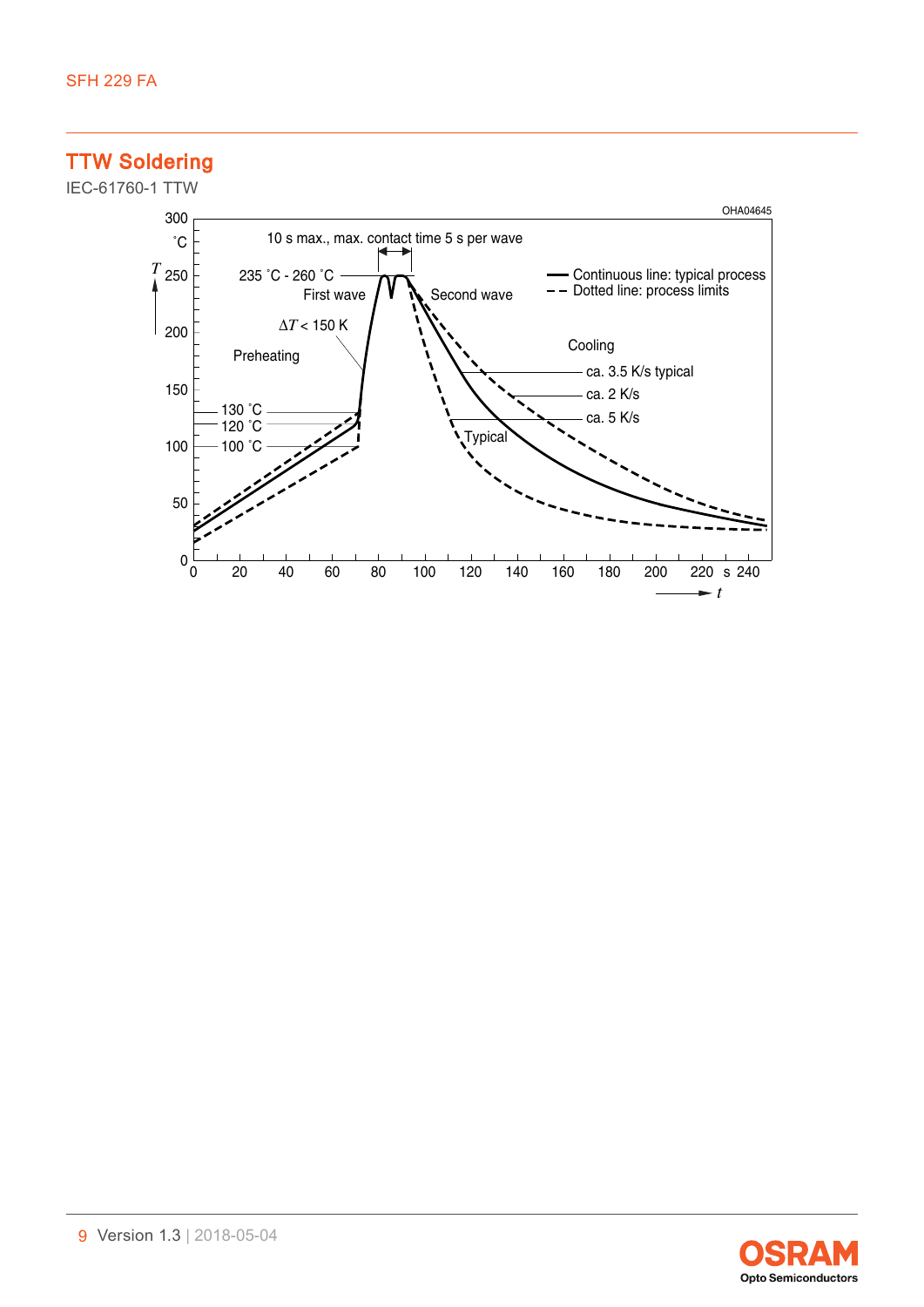## TTW Soldering

IEC-61760-1 TTW

OHA04645

10 s max., max. contact time 5 s per wave

235 °C - 260 °C

First wave

Second wave

Continuous line: typical process

Dotted line: process limits

$\Delta T$ < 150 K

Preheating

Cooling

ca. 3.5 K/s typical

ca. 2 K/s

ca. 5 K/s

130 °C

120 °C

100 °C

Typical

$T$ °C: 0, 50, 100, 150, 200, 250, 300

$t$ s: 0, 20, 40, 60, 80, 100, 120, 140, 160, 180, 200, 220, 240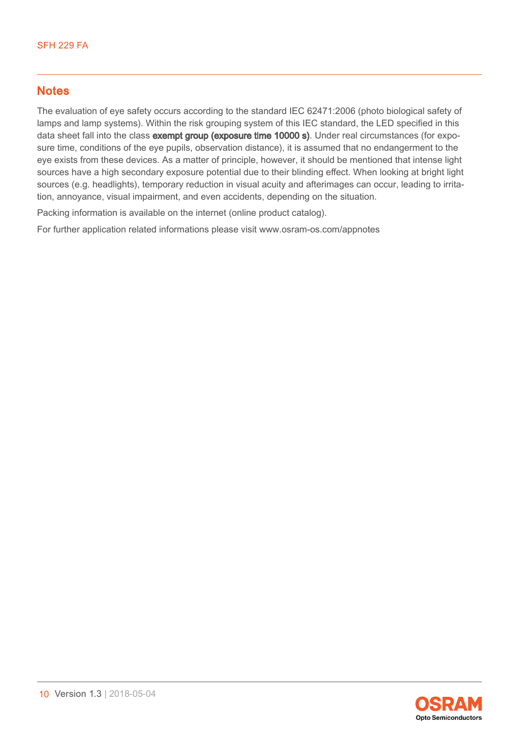## Notes

The evaluation of eye safety occurs according to the standard IEC 62471:2006 (photo biological safety of lamps and lamp systems). Within the risk grouping system of this IEC standard, the LED specified in this data sheet fall into the class **exempt group (exposure time 10000 s)**. Under real circumstances (for exposure time, conditions of the eye pupils, observation distance), it is assumed that no endangerment to the eye exists from these devices. As a matter of principle, however, it should be mentioned that intense light sources have a high secondary exposure potential due to their blinding effect. When looking at bright light sources (e.g. headlights), temporary reduction in visual acuity and afterimages can occur, leading to irritation, annoyance, visual impairment, and even accidents, depending on the situation.

Packing information is available on the internet (online product catalog).

For further application related informations please visit www.osram-os.com/appnotes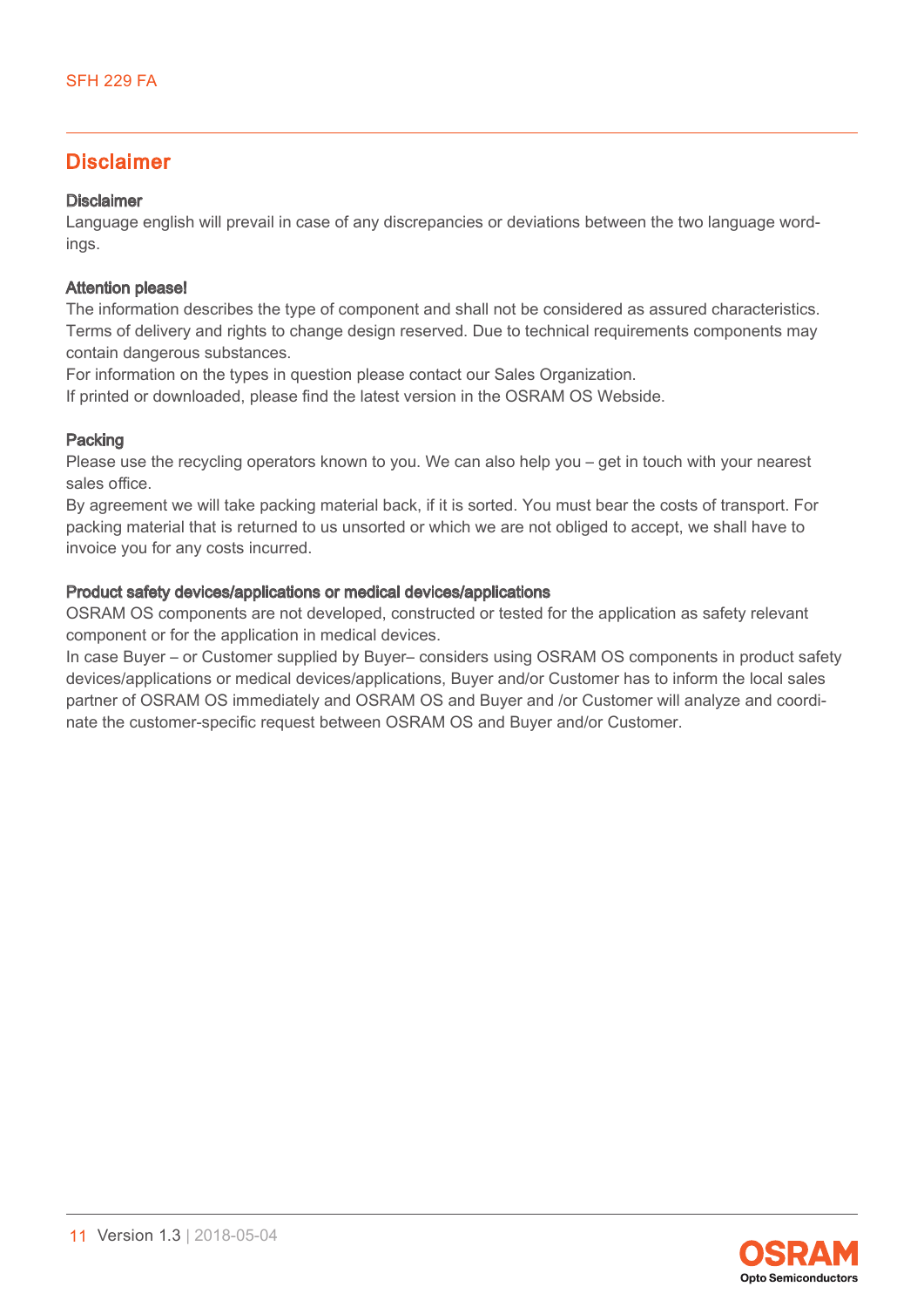## Disclaimer

**Disclaimer**

Language english will prevail in case of any discrepancies or deviations between the two language wordings.

**Attention please!**

The information describes the type of component and shall not be considered as assured characteristics. Terms of delivery and rights to change design reserved. Due to technical requirements components may contain dangerous substances.

For information on the types in question please contact our Sales Organization.

If printed or downloaded, please find the latest version in the OSRAM OS Webside.

**Packing**

Please use the recycling operators known to you. We can also help you – get in touch with your nearest sales office.

By agreement we will take packing material back, if it is sorted. You must bear the costs of transport. For packing material that is returned to us unsorted or which we are not obliged to accept, we shall have to invoice you for any costs incurred.

**Product safety devices/applications or medical devices/applications**

OSRAM OS components are not developed, constructed or tested for the application as safety relevant component or for the application in medical devices.

In case Buyer – or Customer supplied by Buyer– considers using OSRAM OS components in product safety devices/applications or medical devices/applications, Buyer and/or Customer has to inform the local sales partner of OSRAM OS immediately and OSRAM OS and Buyer and /or Customer will analyze and coordinate the customer-specific request between OSRAM OS and Buyer and/or Customer.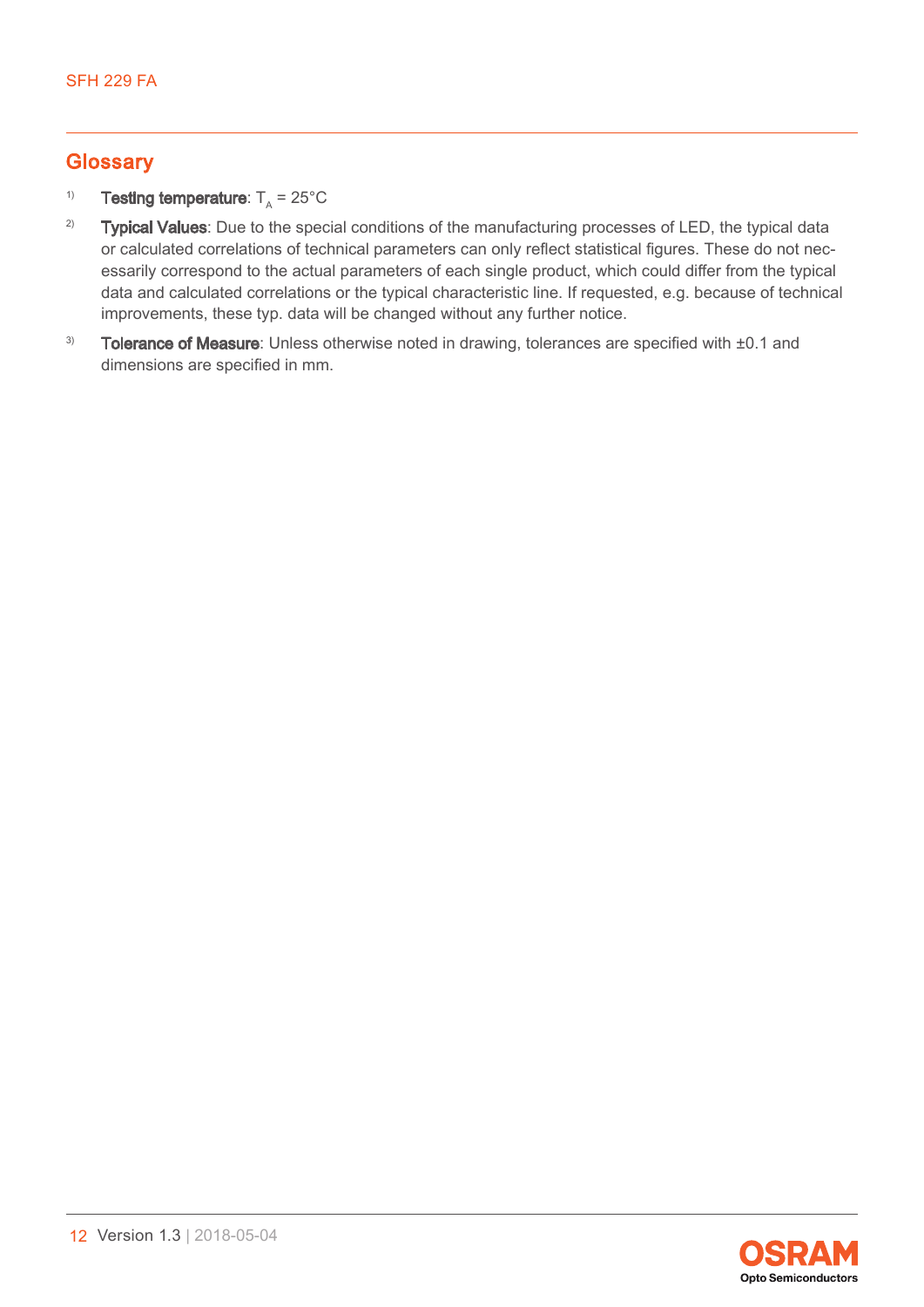## Glossary

[1] **Testing temperature**: $T_A$ = 25°C

[2] **Typical Values**: Due to the special conditions of the manufacturing processes of LED, the typical data or calculated correlations of technical parameters can only reflect statistical figures. These do not necessarily correspond to the actual parameters of each single product, which could differ from the typical data and calculated correlations or the typical characteristic line. If requested, e.g. because of technical improvements, these typ. data will be changed without any further notice.

[3] **Tolerance of Measure**: Unless otherwise noted in drawing, tolerances are specified with ±0.1 and dimensions are specified in mm.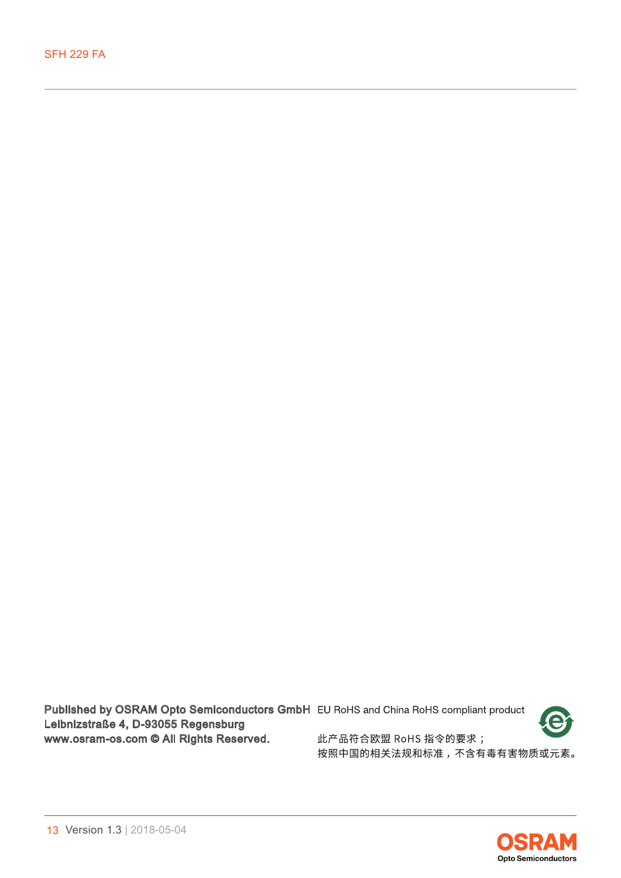**Published by OSRAM Opto Semiconductors GmbH**
**Leibnizstraße 4, D-93055 Regensburg**
**www.osram-os.com © All Rights Reserved.**

EU RoHS and China RoHS compliant product

此产品符合欧盟 RoHS 指令的要求；
按照中国的相关法规和标准，不含有毒有害物质或元素。